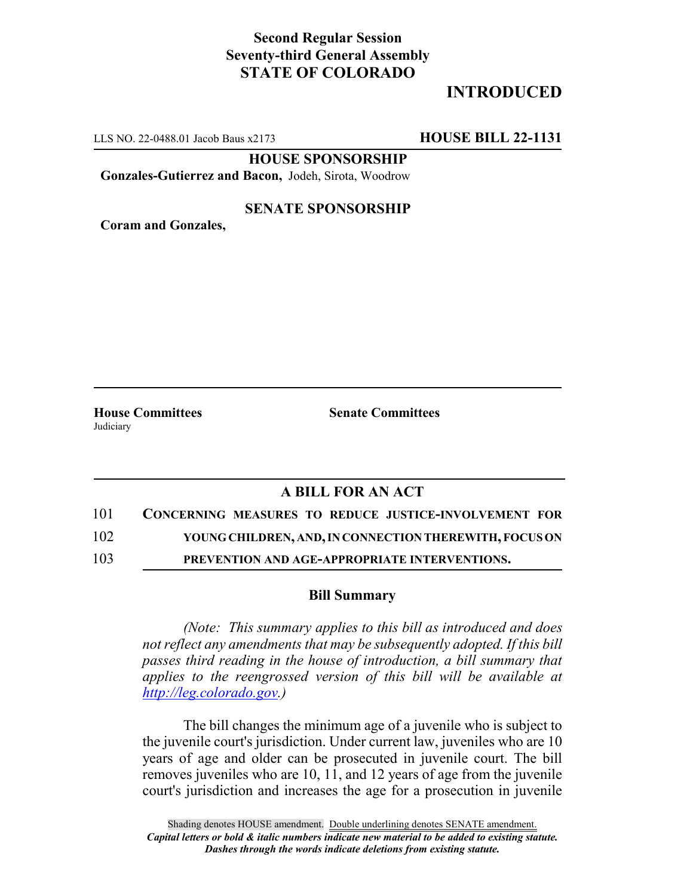**Second Regular Session**
**Seventy-third General Assembly**
**STATE OF COLORADO**

# INTRODUCED

LLS NO. 22-0488.01 Jacob Baus x2173 **HOUSE BILL 22-1131**

**HOUSE SPONSORSHIP**

**Gonzales-Gutierrez and Bacon,** Jodeh, Sirota, Woodrow

**SENATE SPONSORSHIP**

**Coram and Gonzales,**

**House Committees**
Judiciary

**Senate Committees**

## A BILL FOR AN ACT

101 **CONCERNING MEASURES TO REDUCE JUSTICE-INVOLVEMENT FOR**
102 **YOUNG CHILDREN, AND, IN CONNECTION THEREWITH, FOCUS ON**
103 **PREVENTION AND AGE-APPROPRIATE INTERVENTIONS.**

### Bill Summary

*(Note: This summary applies to this bill as introduced and does not reflect any amendments that may be subsequently adopted. If this bill passes third reading in the house of introduction, a bill summary that applies to the reengrossed version of this bill will be available at http://leg.colorado.gov.)*

The bill changes the minimum age of a juvenile who is subject to the juvenile court's jurisdiction. Under current law, juveniles who are 10 years of age and older can be prosecuted in juvenile court. The bill removes juveniles who are 10, 11, and 12 years of age from the juvenile court's jurisdiction and increases the age for a prosecution in juvenile

Shading denotes HOUSE amendment. Double underlining denotes SENATE amendment.
*Capital letters or bold & italic numbers indicate new material to be added to existing statute.*
*Dashes through the words indicate deletions from existing statute.*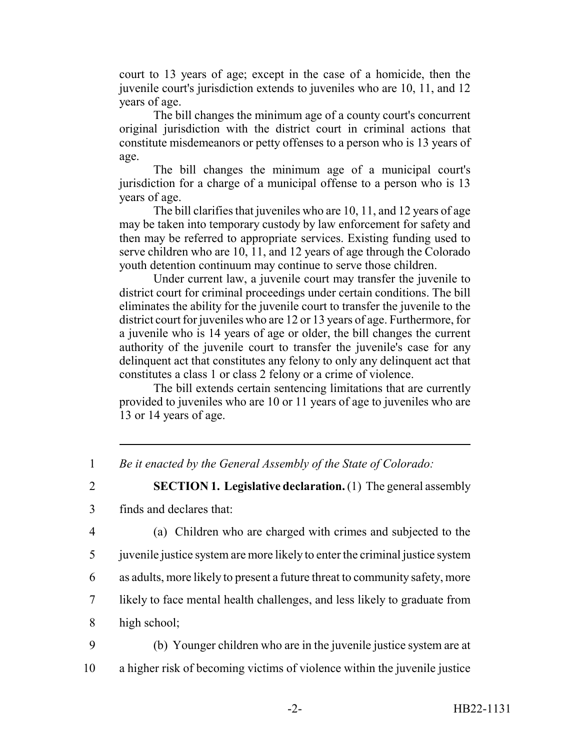court to 13 years of age; except in the case of a homicide, then the juvenile court's jurisdiction extends to juveniles who are 10, 11, and 12 years of age.

The bill changes the minimum age of a county court's concurrent original jurisdiction with the district court in criminal actions that constitute misdemeanors or petty offenses to a person who is 13 years of age.

The bill changes the minimum age of a municipal court's jurisdiction for a charge of a municipal offense to a person who is 13 years of age.

The bill clarifies that juveniles who are 10, 11, and 12 years of age may be taken into temporary custody by law enforcement for safety and then may be referred to appropriate services. Existing funding used to serve children who are 10, 11, and 12 years of age through the Colorado youth detention continuum may continue to serve those children.

Under current law, a juvenile court may transfer the juvenile to district court for criminal proceedings under certain conditions. The bill eliminates the ability for the juvenile court to transfer the juvenile to the district court for juveniles who are 12 or 13 years of age. Furthermore, for a juvenile who is 14 years of age or older, the bill changes the current authority of the juvenile court to transfer the juvenile's case for any delinquent act that constitutes any felony to only any delinquent act that constitutes a class 1 or class 2 felony or a crime of violence.

The bill extends certain sentencing limitations that are currently provided to juveniles who are 10 or 11 years of age to juveniles who are 13 or 14 years of age.

---

1 *Be it enacted by the General Assembly of the State of Colorado:*

2 **SECTION 1. Legislative declaration.** (1) The general assembly
3 finds and declares that:

4 (a) Children who are charged with crimes and subjected to the
5 juvenile justice system are more likely to enter the criminal justice system
6 as adults, more likely to present a future threat to community safety, more
7 likely to face mental health challenges, and less likely to graduate from
8 high school;

9 (b) Younger children who are in the juvenile justice system are at
10 a higher risk of becoming victims of violence within the juvenile justice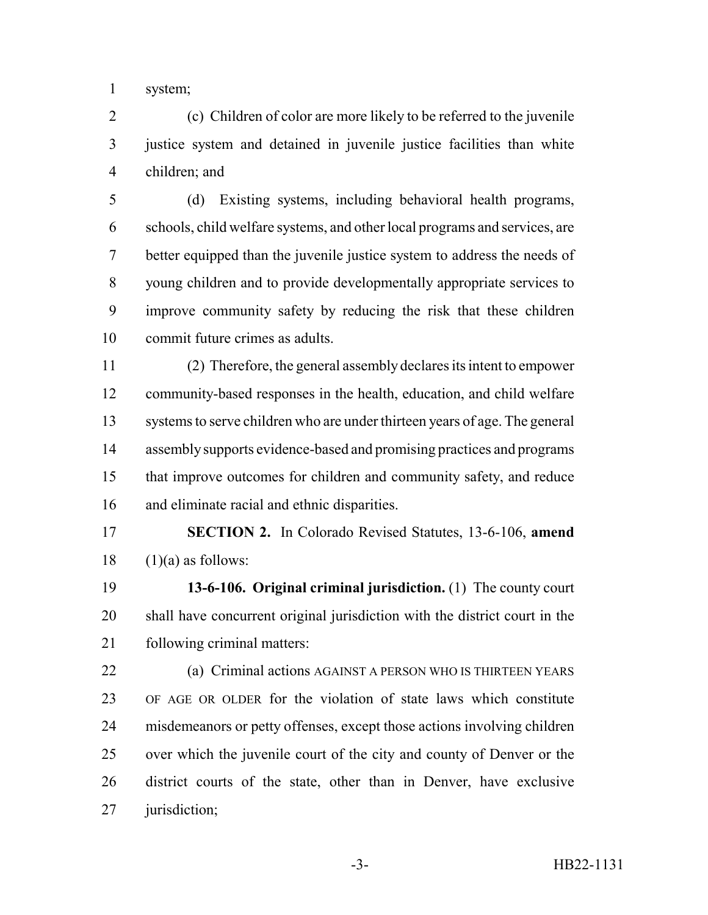system;

(c) Children of color are more likely to be referred to the juvenile justice system and detained in juvenile justice facilities than white children; and

(d) Existing systems, including behavioral health programs, schools, child welfare systems, and other local programs and services, are better equipped than the juvenile justice system to address the needs of young children and to provide developmentally appropriate services to improve community safety by reducing the risk that these children commit future crimes as adults.

(2) Therefore, the general assembly declares its intent to empower community-based responses in the health, education, and child welfare systems to serve children who are under thirteen years of age. The general assembly supports evidence-based and promising practices and programs that improve outcomes for children and community safety, and reduce and eliminate racial and ethnic disparities.

**SECTION 2.** In Colorado Revised Statutes, 13-6-106, **amend** (1)(a) as follows:

**13-6-106. Original criminal jurisdiction.** (1) The county court shall have concurrent original jurisdiction with the district court in the following criminal matters:

(a) Criminal actions AGAINST A PERSON WHO IS THIRTEEN YEARS OF AGE OR OLDER for the violation of state laws which constitute misdemeanors or petty offenses, except those actions involving children over which the juvenile court of the city and county of Denver or the district courts of the state, other than in Denver, have exclusive jurisdiction;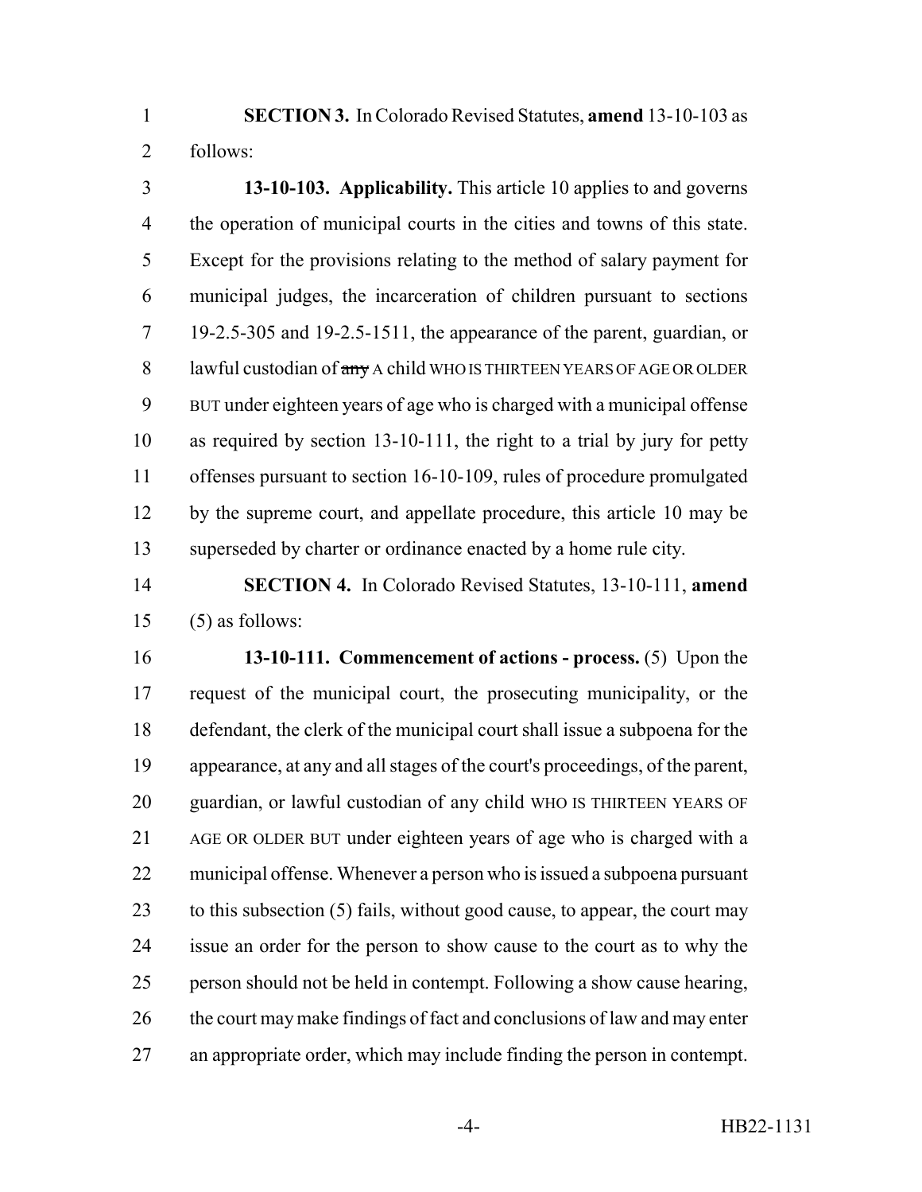**SECTION 3.** In Colorado Revised Statutes, **amend** 13-10-103 as follows:

**13-10-103. Applicability.** This article 10 applies to and governs the operation of municipal courts in the cities and towns of this state. Except for the provisions relating to the method of salary payment for municipal judges, the incarceration of children pursuant to sections 19-2.5-305 and 19-2.5-1511, the appearance of the parent, guardian, or lawful custodian of ~~any~~ A child WHO IS THIRTEEN YEARS OF AGE OR OLDER BUT under eighteen years of age who is charged with a municipal offense as required by section 13-10-111, the right to a trial by jury for petty offenses pursuant to section 16-10-109, rules of procedure promulgated by the supreme court, and appellate procedure, this article 10 may be superseded by charter or ordinance enacted by a home rule city.

**SECTION 4.** In Colorado Revised Statutes, 13-10-111, **amend** (5) as follows:

**13-10-111. Commencement of actions - process.** (5) Upon the request of the municipal court, the prosecuting municipality, or the defendant, the clerk of the municipal court shall issue a subpoena for the appearance, at any and all stages of the court's proceedings, of the parent, guardian, or lawful custodian of any child WHO IS THIRTEEN YEARS OF AGE OR OLDER BUT under eighteen years of age who is charged with a municipal offense. Whenever a person who is issued a subpoena pursuant to this subsection (5) fails, without good cause, to appear, the court may issue an order for the person to show cause to the court as to why the person should not be held in contempt. Following a show cause hearing, the court may make findings of fact and conclusions of law and may enter an appropriate order, which may include finding the person in contempt.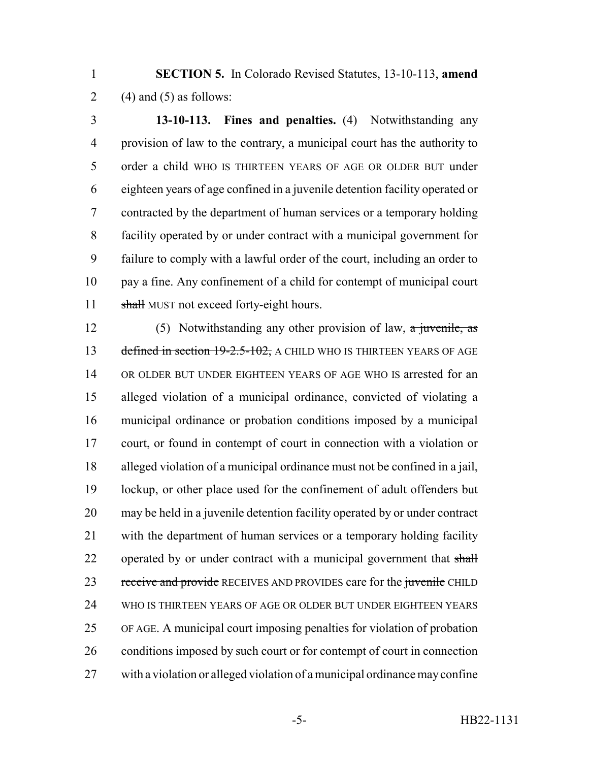**SECTION 5.** In Colorado Revised Statutes, 13-10-113, **amend** (4) and (5) as follows:

**13-10-113. Fines and penalties.** (4) Notwithstanding any provision of law to the contrary, a municipal court has the authority to order a child WHO IS THIRTEEN YEARS OF AGE OR OLDER BUT under eighteen years of age confined in a juvenile detention facility operated or contracted by the department of human services or a temporary holding facility operated by or under contract with a municipal government for failure to comply with a lawful order of the court, including an order to pay a fine. Any confinement of a child for contempt of municipal court ~~shall~~ MUST not exceed forty-eight hours.

(5) Notwithstanding any other provision of law, ~~a juvenile, as defined in section 19-2.5-102,~~ A CHILD WHO IS THIRTEEN YEARS OF AGE OR OLDER BUT UNDER EIGHTEEN YEARS OF AGE WHO IS arrested for an alleged violation of a municipal ordinance, convicted of violating a municipal ordinance or probation conditions imposed by a municipal court, or found in contempt of court in connection with a violation or alleged violation of a municipal ordinance must not be confined in a jail, lockup, or other place used for the confinement of adult offenders but may be held in a juvenile detention facility operated by or under contract with the department of human services or a temporary holding facility operated by or under contract with a municipal government that ~~shall receive and provide~~ RECEIVES AND PROVIDES care for the ~~juvenile~~ CHILD WHO IS THIRTEEN YEARS OF AGE OR OLDER BUT UNDER EIGHTEEN YEARS OF AGE. A municipal court imposing penalties for violation of probation conditions imposed by such court or for contempt of court in connection with a violation or alleged violation of a municipal ordinance may confine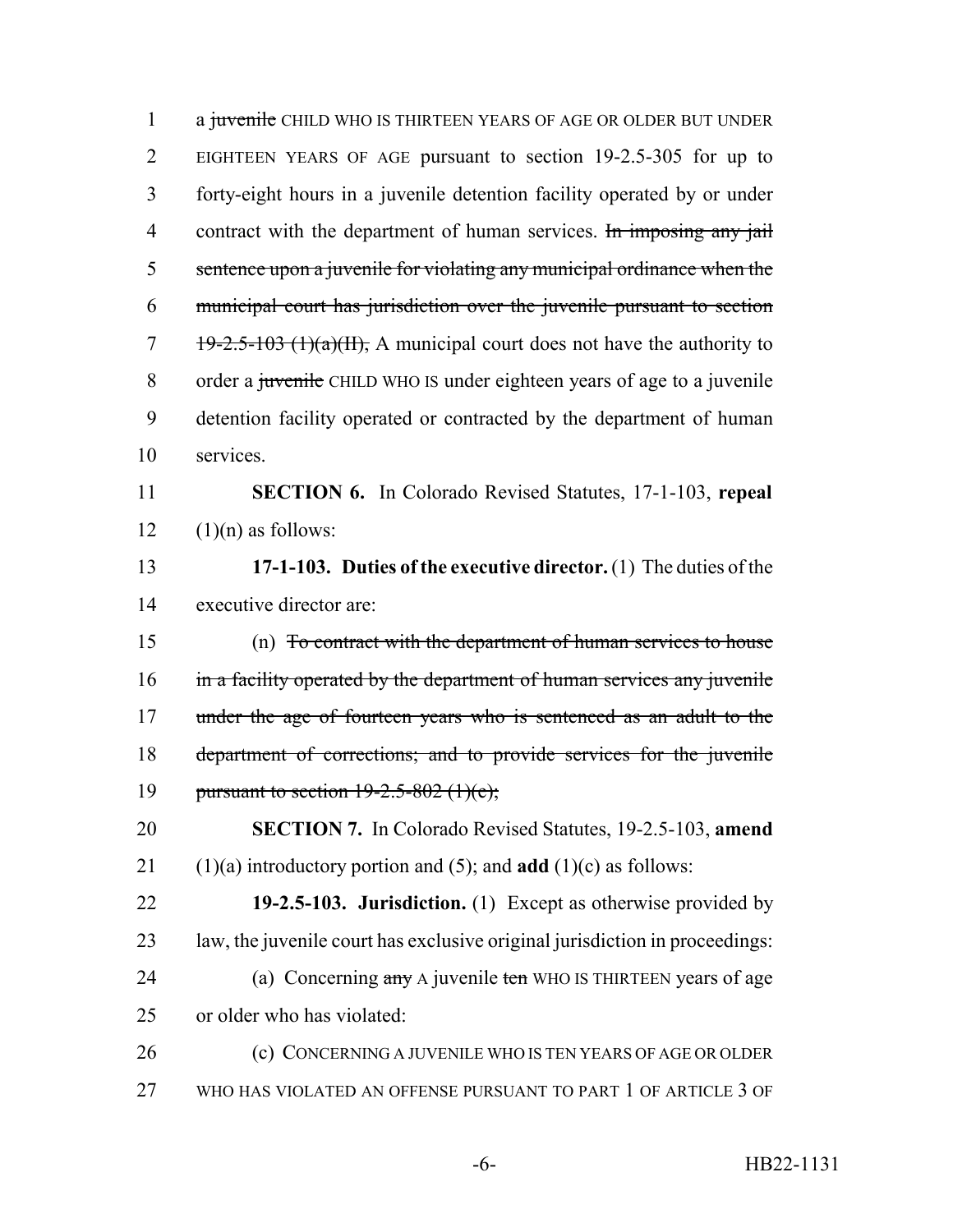1 a ~~juvenile~~ CHILD WHO IS THIRTEEN YEARS OF AGE OR OLDER BUT UNDER
2 EIGHTEEN YEARS OF AGE pursuant to section 19-2.5-305 for up to
3 forty-eight hours in a juvenile detention facility operated by or under
4 contract with the department of human services. ~~In imposing any jail~~
5 ~~sentence upon a juvenile for violating any municipal ordinance when the~~
6 ~~municipal court has jurisdiction over the juvenile pursuant to section~~
7 ~~19-2.5-103 (1)(a)(II),~~ A municipal court does not have the authority to
8 order a ~~juvenile~~ CHILD WHO IS under eighteen years of age to a juvenile
9 detention facility operated or contracted by the department of human
10 services.

11 **SECTION 6.** In Colorado Revised Statutes, 17-1-103, **repeal**
12 (1)(n) as follows:

13 **17-1-103. Duties of the executive director.** (1) The duties of the
14 executive director are:

15 (n) ~~To contract with the department of human services to house~~
16 ~~in a facility operated by the department of human services any juvenile~~
17 ~~under the age of fourteen years who is sentenced as an adult to the~~
18 ~~department of corrections; and to provide services for the juvenile~~
19 ~~pursuant to section 19-2.5-802 (1)(c);~~

20 **SECTION 7.** In Colorado Revised Statutes, 19-2.5-103, **amend**
21 (1)(a) introductory portion and (5); and **add** (1)(c) as follows:

22 **19-2.5-103. Jurisdiction.** (1) Except as otherwise provided by
23 law, the juvenile court has exclusive original jurisdiction in proceedings:

24 (a) Concerning ~~any~~ A juvenile ~~ten~~ WHO IS THIRTEEN years of age
25 or older who has violated:

26 (c) CONCERNING A JUVENILE WHO IS TEN YEARS OF AGE OR OLDER
27 WHO HAS VIOLATED AN OFFENSE PURSUANT TO PART 1 OF ARTICLE 3 OF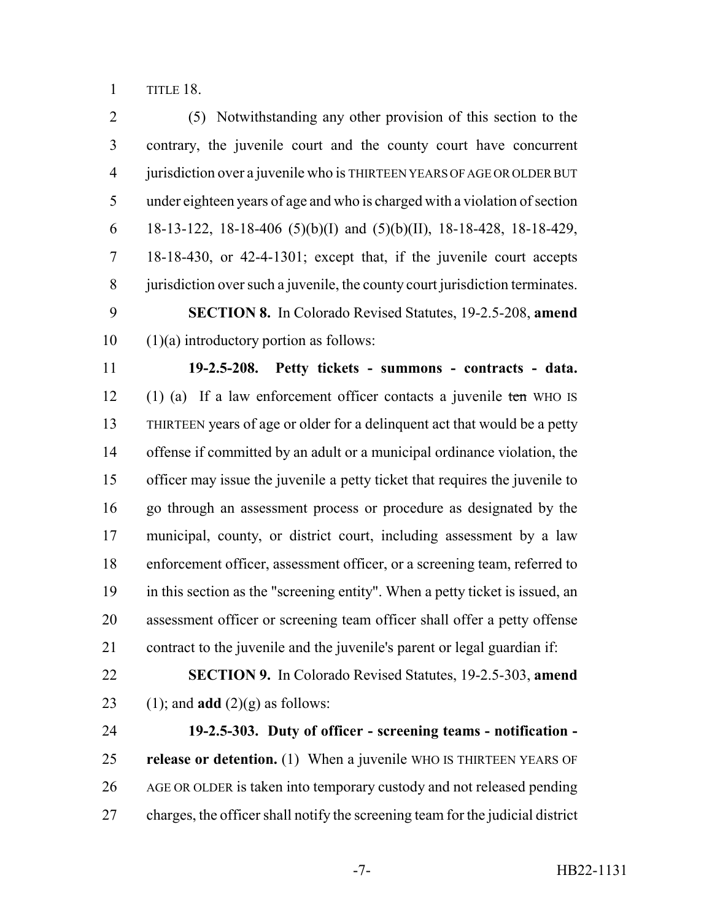TITLE 18.

(5) Notwithstanding any other provision of this section to the contrary, the juvenile court and the county court have concurrent jurisdiction over a juvenile who is THIRTEEN YEARS OF AGE OR OLDER BUT under eighteen years of age and who is charged with a violation of section 18-13-122, 18-18-406 (5)(b)(I) and (5)(b)(II), 18-18-428, 18-18-429, 18-18-430, or 42-4-1301; except that, if the juvenile court accepts jurisdiction over such a juvenile, the county court jurisdiction terminates.

**SECTION 8.** In Colorado Revised Statutes, 19-2.5-208, **amend** (1)(a) introductory portion as follows:

**19-2.5-208. Petty tickets - summons - contracts - data.** (1) (a) If a law enforcement officer contacts a juvenile ~~ten~~ WHO IS THIRTEEN years of age or older for a delinquent act that would be a petty offense if committed by an adult or a municipal ordinance violation, the officer may issue the juvenile a petty ticket that requires the juvenile to go through an assessment process or procedure as designated by the municipal, county, or district court, including assessment by a law enforcement officer, assessment officer, or a screening team, referred to in this section as the "screening entity". When a petty ticket is issued, an assessment officer or screening team officer shall offer a petty offense contract to the juvenile and the juvenile's parent or legal guardian if:

**SECTION 9.** In Colorado Revised Statutes, 19-2.5-303, **amend** (1); and **add** (2)(g) as follows:

**19-2.5-303. Duty of officer - screening teams - notification - release or detention.** (1) When a juvenile WHO IS THIRTEEN YEARS OF AGE OR OLDER is taken into temporary custody and not released pending charges, the officer shall notify the screening team for the judicial district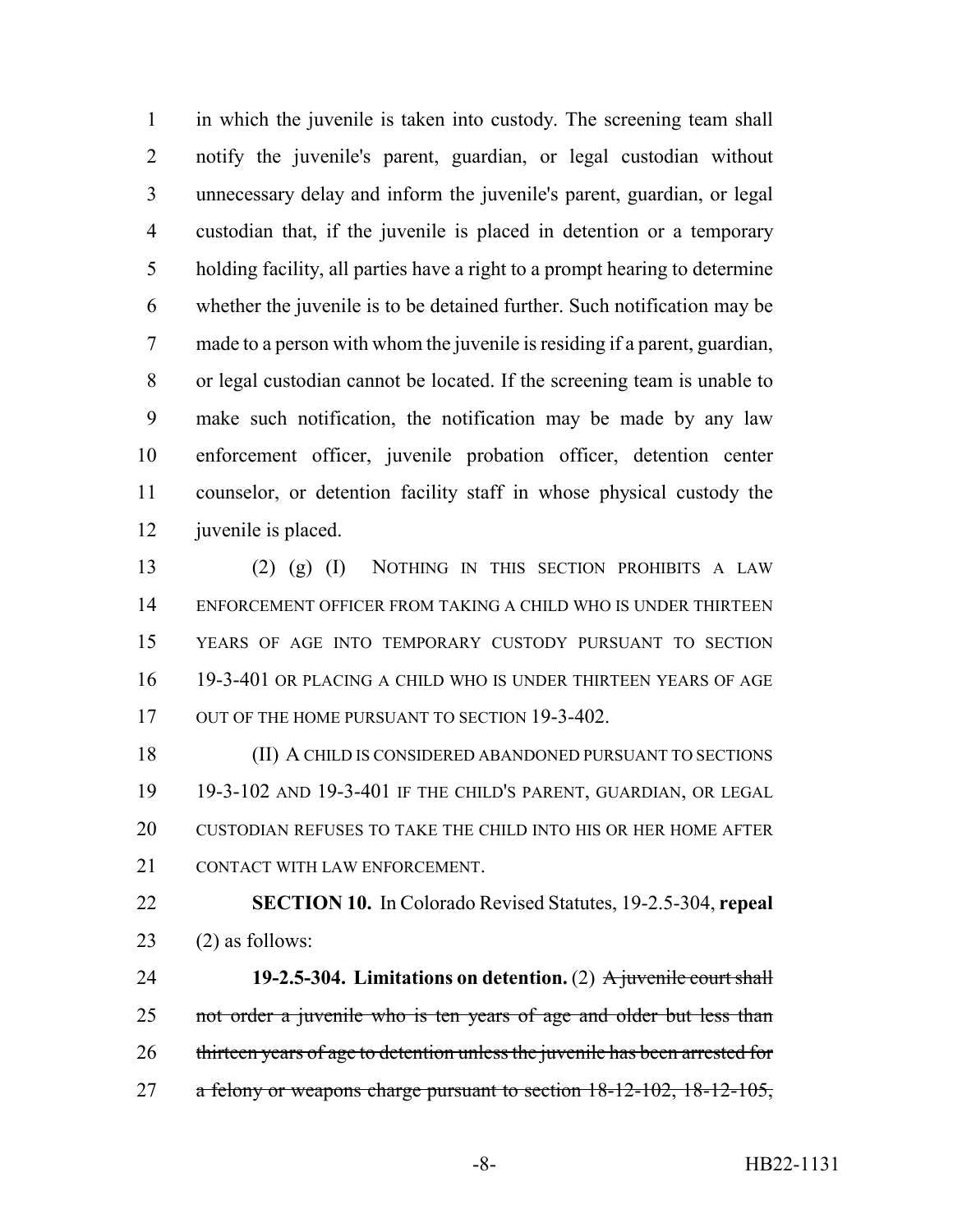in which the juvenile is taken into custody. The screening team shall notify the juvenile's parent, guardian, or legal custodian without unnecessary delay and inform the juvenile's parent, guardian, or legal custodian that, if the juvenile is placed in detention or a temporary holding facility, all parties have a right to a prompt hearing to determine whether the juvenile is to be detained further. Such notification may be made to a person with whom the juvenile is residing if a parent, guardian, or legal custodian cannot be located. If the screening team is unable to make such notification, the notification may be made by any law enforcement officer, juvenile probation officer, detention center counselor, or detention facility staff in whose physical custody the juvenile is placed.

(2) (g) (I) NOTHING IN THIS SECTION PROHIBITS A LAW ENFORCEMENT OFFICER FROM TAKING A CHILD WHO IS UNDER THIRTEEN YEARS OF AGE INTO TEMPORARY CUSTODY PURSUANT TO SECTION 19-3-401 OR PLACING A CHILD WHO IS UNDER THIRTEEN YEARS OF AGE OUT OF THE HOME PURSUANT TO SECTION 19-3-402.

(II) A CHILD IS CONSIDERED ABANDONED PURSUANT TO SECTIONS 19-3-102 AND 19-3-401 IF THE CHILD'S PARENT, GUARDIAN, OR LEGAL CUSTODIAN REFUSES TO TAKE THE CHILD INTO HIS OR HER HOME AFTER CONTACT WITH LAW ENFORCEMENT.

**SECTION 10.** In Colorado Revised Statutes, 19-2.5-304, **repeal** (2) as follows:

**19-2.5-304. Limitations on detention.** (2) ~~A juvenile court shall not order a juvenile who is ten years of age and older but less than thirteen years of age to detention unless the juvenile has been arrested for a felony or weapons charge pursuant to section 18-12-102, 18-12-105,~~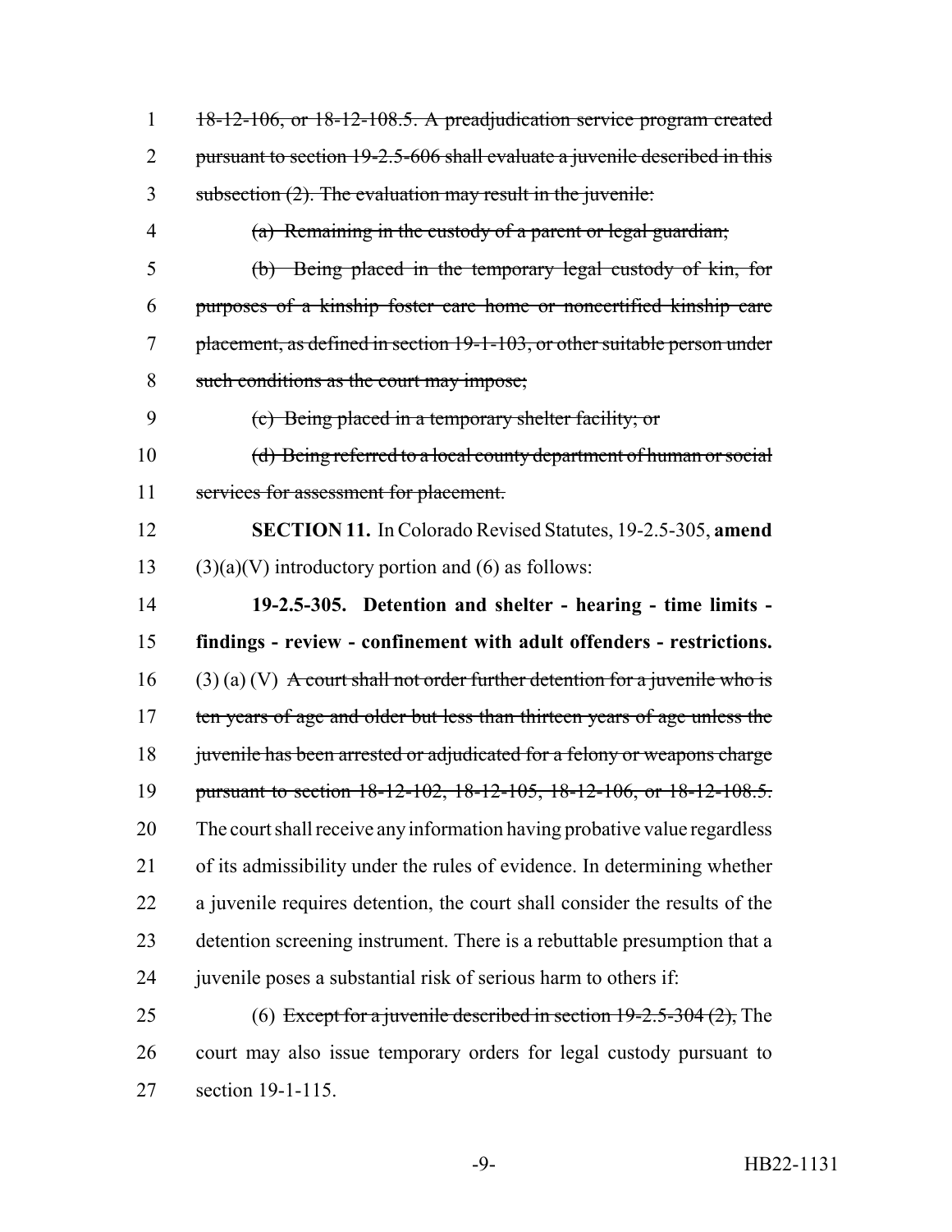~~18-12-106, or 18-12-108.5. A preadjudication service program created pursuant to section 19-2.5-606 shall evaluate a juvenile described in this subsection (2). The evaluation may result in the juvenile:~~

~~(a) Remaining in the custody of a parent or legal guardian;~~

~~(b) Being placed in the temporary legal custody of kin, for purposes of a kinship foster care home or noncertified kinship care placement, as defined in section 19-1-103, or other suitable person under such conditions as the court may impose;~~

~~(c) Being placed in a temporary shelter facility; or~~

~~(d) Being referred to a local county department of human or social services for assessment for placement.~~

**SECTION 11.** In Colorado Revised Statutes, 19-2.5-305, **amend** (3)(a)(V) introductory portion and (6) as follows:

**19-2.5-305. Detention and shelter - hearing - time limits - findings - review - confinement with adult offenders - restrictions.** (3) (a) (V) ~~A court shall not order further detention for a juvenile who is ten years of age and older but less than thirteen years of age unless the juvenile has been arrested or adjudicated for a felony or weapons charge pursuant to section 18-12-102, 18-12-105, 18-12-106, or 18-12-108.5.~~ The court shall receive any information having probative value regardless of its admissibility under the rules of evidence. In determining whether a juvenile requires detention, the court shall consider the results of the detention screening instrument. There is a rebuttable presumption that a juvenile poses a substantial risk of serious harm to others if:

(6) ~~Except for a juvenile described in section 19-2.5-304 (2),~~ The court may also issue temporary orders for legal custody pursuant to section 19-1-115.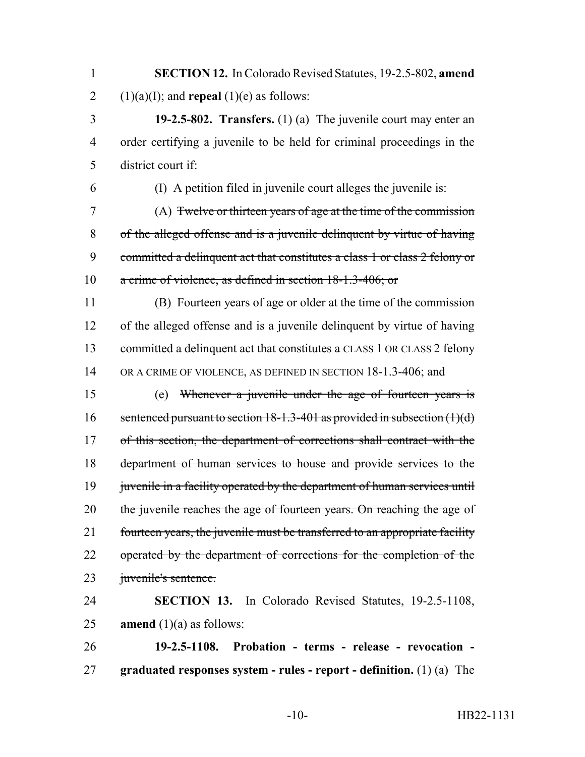**SECTION 12.** In Colorado Revised Statutes, 19-2.5-802, **amend** (1)(a)(I); and **repeal** (1)(e) as follows:

**19-2.5-802. Transfers.** (1) (a) The juvenile court may enter an order certifying a juvenile to be held for criminal proceedings in the district court if:

(I) A petition filed in juvenile court alleges the juvenile is:

(A) ~~Twelve or thirteen years of age at the time of the commission of the alleged offense and is a juvenile delinquent by virtue of having committed a delinquent act that constitutes a class 1 or class 2 felony or a crime of violence, as defined in section 18-1.3-406; or~~

(B) Fourteen years of age or older at the time of the commission of the alleged offense and is a juvenile delinquent by virtue of having committed a delinquent act that constitutes a CLASS 1 OR CLASS 2 felony OR A CRIME OF VIOLENCE, AS DEFINED IN SECTION 18-1.3-406; and

(e) ~~Whenever a juvenile under the age of fourteen years is sentenced pursuant to section 18-1.3-401 as provided in subsection (1)(d) of this section, the department of corrections shall contract with the department of human services to house and provide services to the juvenile in a facility operated by the department of human services until the juvenile reaches the age of fourteen years. On reaching the age of fourteen years, the juvenile must be transferred to an appropriate facility operated by the department of corrections for the completion of the juvenile's sentence.~~

**SECTION 13.** In Colorado Revised Statutes, 19-2.5-1108, **amend** (1)(a) as follows:

**19-2.5-1108. Probation - terms - release - revocation - graduated responses system - rules - report - definition.** (1) (a) The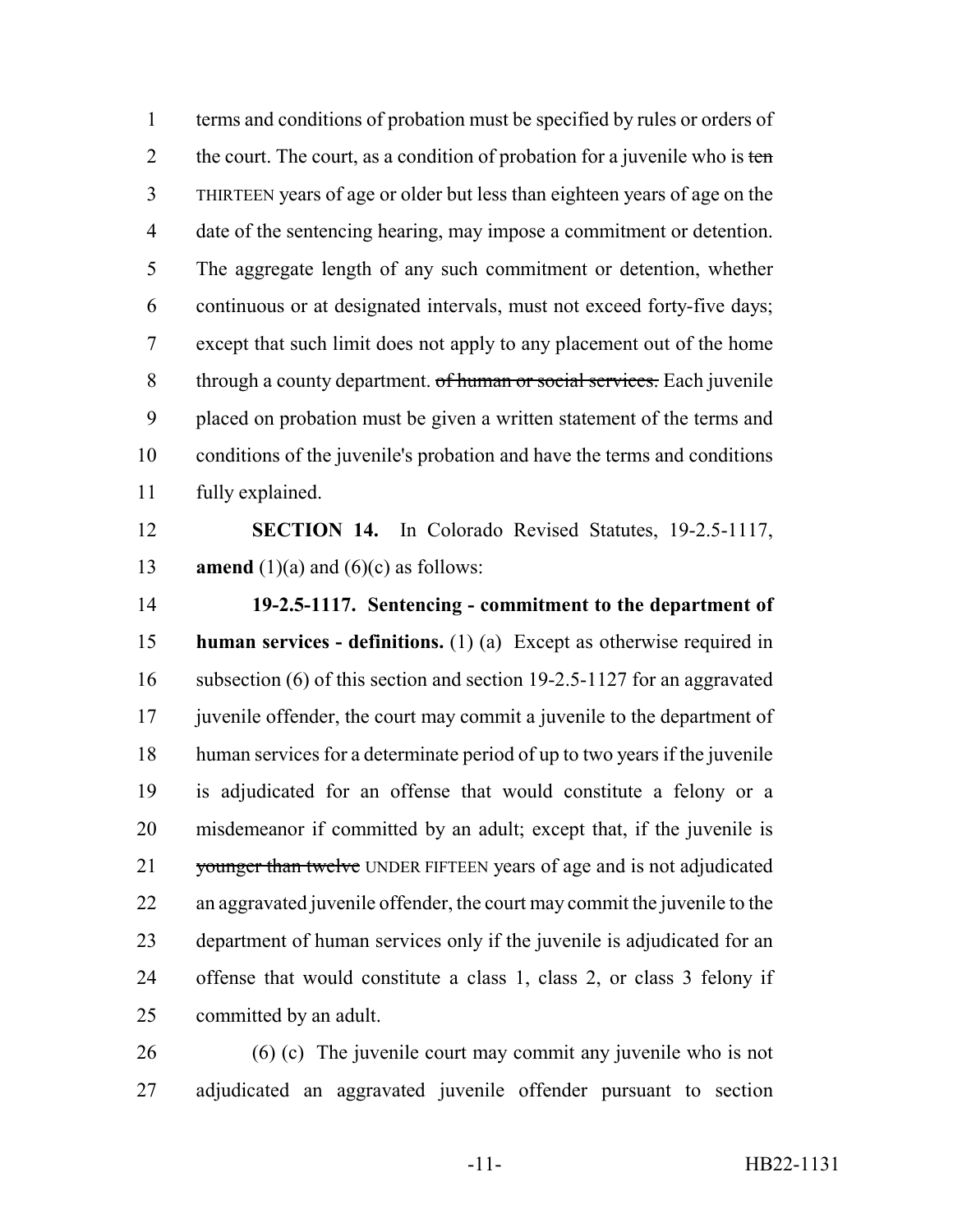terms and conditions of probation must be specified by rules or orders of the court. The court, as a condition of probation for a juvenile who is ~~ten~~ THIRTEEN years of age or older but less than eighteen years of age on the date of the sentencing hearing, may impose a commitment or detention. The aggregate length of any such commitment or detention, whether continuous or at designated intervals, must not exceed forty-five days; except that such limit does not apply to any placement out of the home through a county department. ~~of human or social services.~~ Each juvenile placed on probation must be given a written statement of the terms and conditions of the juvenile's probation and have the terms and conditions fully explained.

**SECTION 14.** In Colorado Revised Statutes, 19-2.5-1117, **amend** (1)(a) and (6)(c) as follows:

**19-2.5-1117. Sentencing - commitment to the department of human services - definitions.** (1) (a) Except as otherwise required in subsection (6) of this section and section 19-2.5-1127 for an aggravated juvenile offender, the court may commit a juvenile to the department of human services for a determinate period of up to two years if the juvenile is adjudicated for an offense that would constitute a felony or a misdemeanor if committed by an adult; except that, if the juvenile is ~~younger than twelve~~ UNDER FIFTEEN years of age and is not adjudicated an aggravated juvenile offender, the court may commit the juvenile to the department of human services only if the juvenile is adjudicated for an offense that would constitute a class 1, class 2, or class 3 felony if committed by an adult.

(6) (c) The juvenile court may commit any juvenile who is not adjudicated an aggravated juvenile offender pursuant to section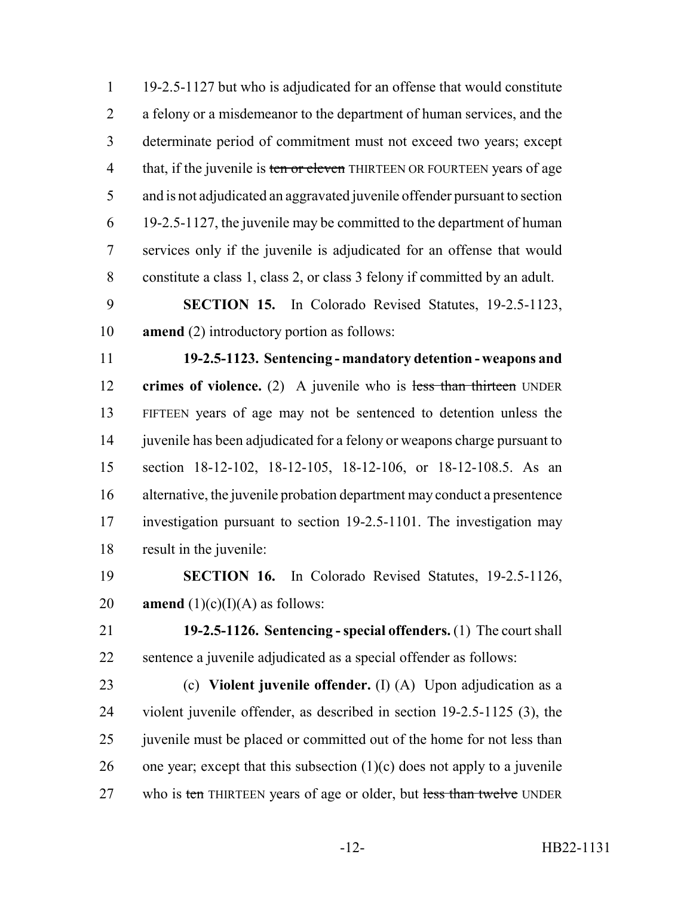19-2.5-1127 but who is adjudicated for an offense that would constitute a felony or a misdemeanor to the department of human services, and the determinate period of commitment must not exceed two years; except that, if the juvenile is ~~ten or eleven~~ THIRTEEN OR FOURTEEN years of age and is not adjudicated an aggravated juvenile offender pursuant to section 19-2.5-1127, the juvenile may be committed to the department of human services only if the juvenile is adjudicated for an offense that would constitute a class 1, class 2, or class 3 felony if committed by an adult.

**SECTION 15.** In Colorado Revised Statutes, 19-2.5-1123, **amend** (2) introductory portion as follows:

**19-2.5-1123. Sentencing - mandatory detention - weapons and crimes of violence.** (2) A juvenile who is ~~less than thirteen~~ UNDER FIFTEEN years of age may not be sentenced to detention unless the juvenile has been adjudicated for a felony or weapons charge pursuant to section 18-12-102, 18-12-105, 18-12-106, or 18-12-108.5. As an alternative, the juvenile probation department may conduct a presentence investigation pursuant to section 19-2.5-1101. The investigation may result in the juvenile:

**SECTION 16.** In Colorado Revised Statutes, 19-2.5-1126, **amend** (1)(c)(I)(A) as follows:

**19-2.5-1126. Sentencing - special offenders.** (1) The court shall sentence a juvenile adjudicated as a special offender as follows:

(c) **Violent juvenile offender.** (I) (A) Upon adjudication as a violent juvenile offender, as described in section 19-2.5-1125 (3), the juvenile must be placed or committed out of the home for not less than one year; except that this subsection (1)(c) does not apply to a juvenile who is ~~ten~~ THIRTEEN years of age or older, but ~~less than twelve~~ UNDER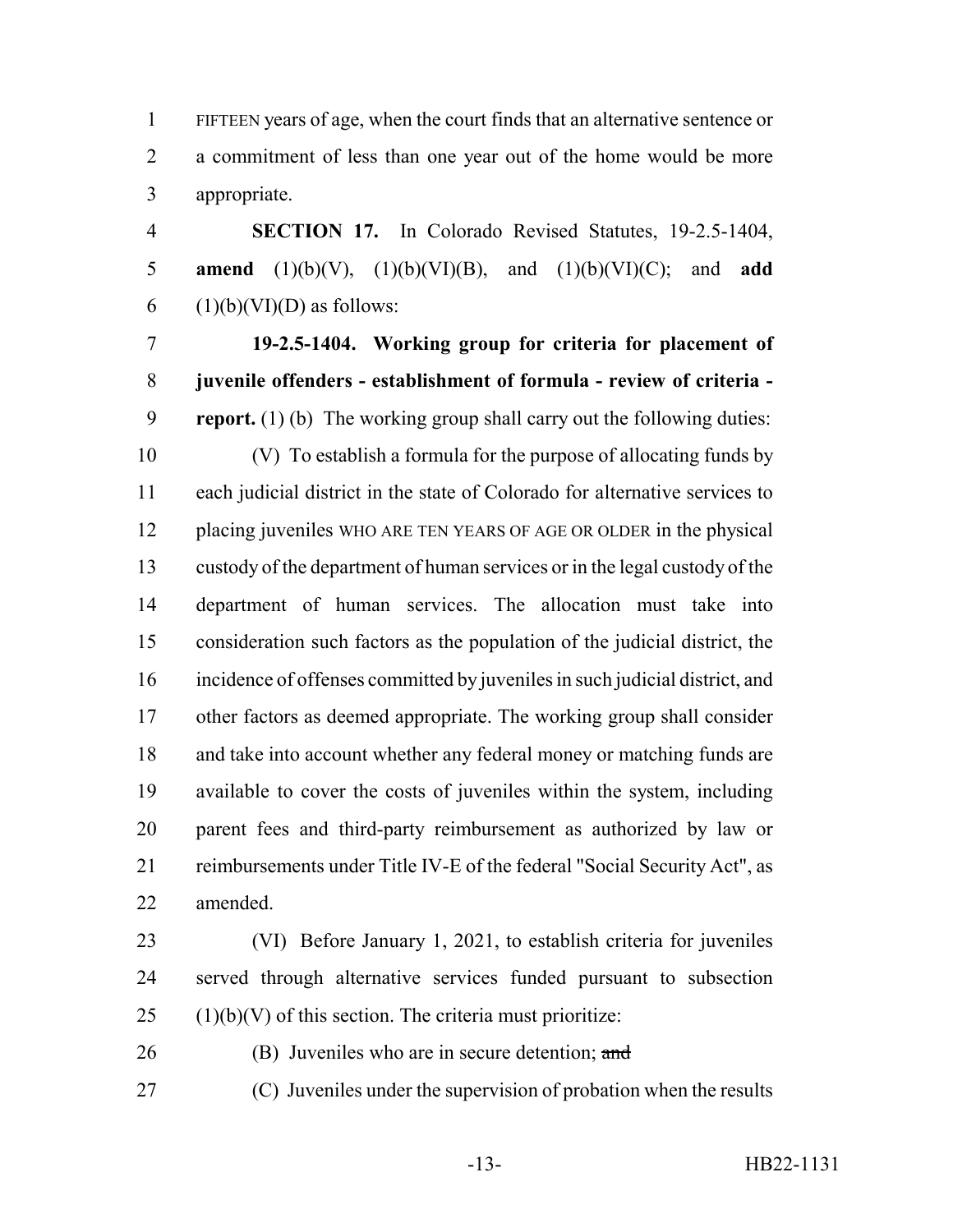FIFTEEN years of age, when the court finds that an alternative sentence or a commitment of less than one year out of the home would be more appropriate.

**SECTION 17.** In Colorado Revised Statutes, 19-2.5-1404, **amend** (1)(b)(V), (1)(b)(VI)(B), and (1)(b)(VI)(C); and **add** (1)(b)(VI)(D) as follows:

**19-2.5-1404. Working group for criteria for placement of juvenile offenders - establishment of formula - review of criteria - report.** (1) (b) The working group shall carry out the following duties:

(V) To establish a formula for the purpose of allocating funds by each judicial district in the state of Colorado for alternative services to placing juveniles WHO ARE TEN YEARS OF AGE OR OLDER in the physical custody of the department of human services or in the legal custody of the department of human services. The allocation must take into consideration such factors as the population of the judicial district, the incidence of offenses committed by juveniles in such judicial district, and other factors as deemed appropriate. The working group shall consider and take into account whether any federal money or matching funds are available to cover the costs of juveniles within the system, including parent fees and third-party reimbursement as authorized by law or reimbursements under Title IV-E of the federal "Social Security Act", as amended.

(VI) Before January 1, 2021, to establish criteria for juveniles served through alternative services funded pursuant to subsection (1)(b)(V) of this section. The criteria must prioritize:

(B) Juveniles who are in secure detention; ~~and~~

(C) Juveniles under the supervision of probation when the results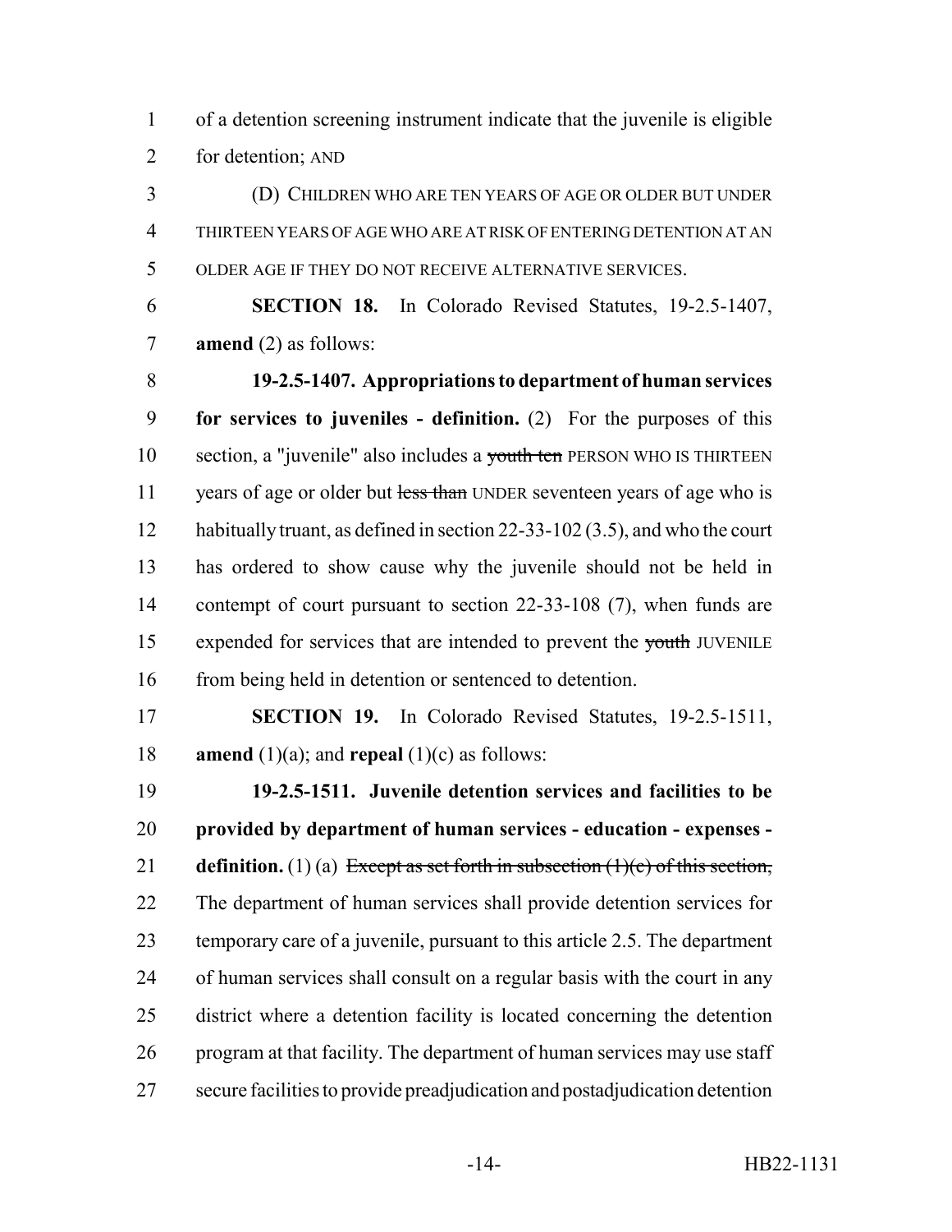of a detention screening instrument indicate that the juvenile is eligible for detention; AND

(D) CHILDREN WHO ARE TEN YEARS OF AGE OR OLDER BUT UNDER THIRTEEN YEARS OF AGE WHO ARE AT RISK OF ENTERING DETENTION AT AN OLDER AGE IF THEY DO NOT RECEIVE ALTERNATIVE SERVICES.

**SECTION 18.** In Colorado Revised Statutes, 19-2.5-1407, **amend** (2) as follows:

**19-2.5-1407. Appropriations to department of human services for services to juveniles - definition.** (2) For the purposes of this section, a "juvenile" also includes a ~~youth ten~~ PERSON WHO IS THIRTEEN years of age or older but ~~less than~~ UNDER seventeen years of age who is habitually truant, as defined in section 22-33-102 (3.5), and who the court has ordered to show cause why the juvenile should not be held in contempt of court pursuant to section 22-33-108 (7), when funds are expended for services that are intended to prevent the ~~youth~~ JUVENILE from being held in detention or sentenced to detention.

**SECTION 19.** In Colorado Revised Statutes, 19-2.5-1511, **amend** (1)(a); and **repeal** (1)(c) as follows:

**19-2.5-1511. Juvenile detention services and facilities to be provided by department of human services - education - expenses - definition.** (1) (a) ~~Except as set forth in subsection (1)(c) of this section,~~ The department of human services shall provide detention services for temporary care of a juvenile, pursuant to this article 2.5. The department of human services shall consult on a regular basis with the court in any district where a detention facility is located concerning the detention program at that facility. The department of human services may use staff secure facilities to provide preadjudication and postadjudication detention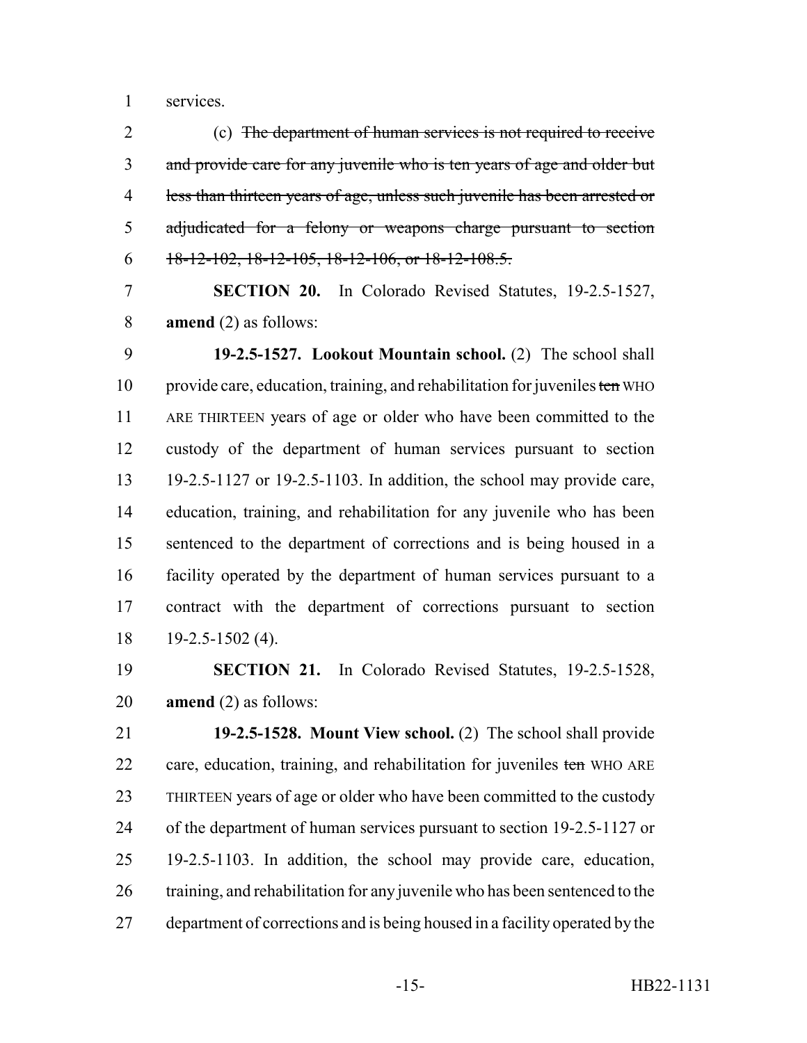services.

(c) ~~The department of human services is not required to receive and provide care for any juvenile who is ten years of age and older but less than thirteen years of age, unless such juvenile has been arrested or adjudicated for a felony or weapons charge pursuant to section 18-12-102, 18-12-105, 18-12-106, or 18-12-108.5.~~

**SECTION 20.** In Colorado Revised Statutes, 19-2.5-1527, **amend** (2) as follows:

**19-2.5-1527. Lookout Mountain school.** (2) The school shall provide care, education, training, and rehabilitation for juveniles ~~ten~~ WHO ARE THIRTEEN years of age or older who have been committed to the custody of the department of human services pursuant to section 19-2.5-1127 or 19-2.5-1103. In addition, the school may provide care, education, training, and rehabilitation for any juvenile who has been sentenced to the department of corrections and is being housed in a facility operated by the department of human services pursuant to a contract with the department of corrections pursuant to section 19-2.5-1502 (4).

**SECTION 21.** In Colorado Revised Statutes, 19-2.5-1528, **amend** (2) as follows:

**19-2.5-1528. Mount View school.** (2) The school shall provide care, education, training, and rehabilitation for juveniles ~~ten~~ WHO ARE THIRTEEN years of age or older who have been committed to the custody of the department of human services pursuant to section 19-2.5-1127 or 19-2.5-1103. In addition, the school may provide care, education, training, and rehabilitation for any juvenile who has been sentenced to the department of corrections and is being housed in a facility operated by the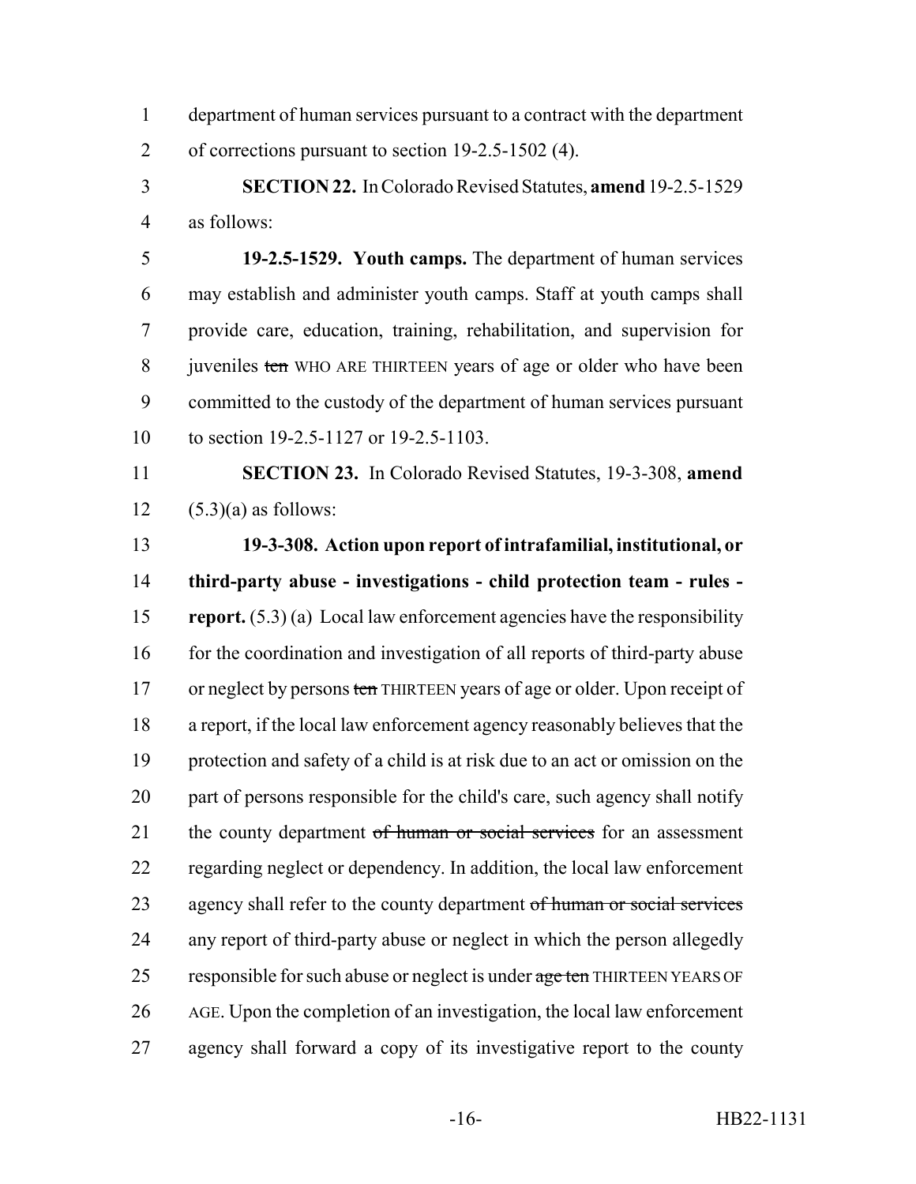department of human services pursuant to a contract with the department of corrections pursuant to section 19-2.5-1502 (4).

**SECTION 22.** In Colorado Revised Statutes, **amend** 19-2.5-1529 as follows:

**19-2.5-1529. Youth camps.** The department of human services may establish and administer youth camps. Staff at youth camps shall provide care, education, training, rehabilitation, and supervision for juveniles ~~ten~~ WHO ARE THIRTEEN years of age or older who have been committed to the custody of the department of human services pursuant to section 19-2.5-1127 or 19-2.5-1103.

**SECTION 23.** In Colorado Revised Statutes, 19-3-308, **amend** (5.3)(a) as follows:

**19-3-308. Action upon report of intrafamilial, institutional, or third-party abuse - investigations - child protection team - rules - report.** (5.3) (a) Local law enforcement agencies have the responsibility for the coordination and investigation of all reports of third-party abuse or neglect by persons ~~ten~~ THIRTEEN years of age or older. Upon receipt of a report, if the local law enforcement agency reasonably believes that the protection and safety of a child is at risk due to an act or omission on the part of persons responsible for the child's care, such agency shall notify the county department ~~of human or social services~~ for an assessment regarding neglect or dependency. In addition, the local law enforcement agency shall refer to the county department ~~of human or social services~~ any report of third-party abuse or neglect in which the person allegedly responsible for such abuse or neglect is under ~~age ten~~ THIRTEEN YEARS OF AGE. Upon the completion of an investigation, the local law enforcement agency shall forward a copy of its investigative report to the county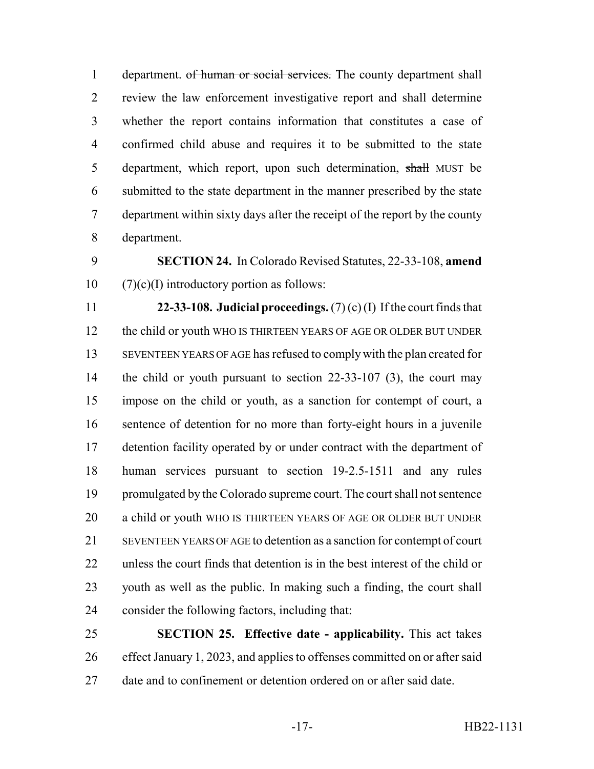department. ~~of human or social services.~~ The county department shall review the law enforcement investigative report and shall determine whether the report contains information that constitutes a case of confirmed child abuse and requires it to be submitted to the state department, which report, upon such determination, ~~shall~~ MUST be submitted to the state department in the manner prescribed by the state department within sixty days after the receipt of the report by the county department.

**SECTION 24.** In Colorado Revised Statutes, 22-33-108, **amend** (7)(c)(I) introductory portion as follows:

**22-33-108. Judicial proceedings.** (7) (c) (I) If the court finds that the child or youth WHO IS THIRTEEN YEARS OF AGE OR OLDER BUT UNDER SEVENTEEN YEARS OF AGE has refused to comply with the plan created for the child or youth pursuant to section 22-33-107 (3), the court may impose on the child or youth, as a sanction for contempt of court, a sentence of detention for no more than forty-eight hours in a juvenile detention facility operated by or under contract with the department of human services pursuant to section 19-2.5-1511 and any rules promulgated by the Colorado supreme court. The court shall not sentence a child or youth WHO IS THIRTEEN YEARS OF AGE OR OLDER BUT UNDER SEVENTEEN YEARS OF AGE to detention as a sanction for contempt of court unless the court finds that detention is in the best interest of the child or youth as well as the public. In making such a finding, the court shall consider the following factors, including that:

**SECTION 25. Effective date - applicability.** This act takes effect January 1, 2023, and applies to offenses committed on or after said date and to confinement or detention ordered on or after said date.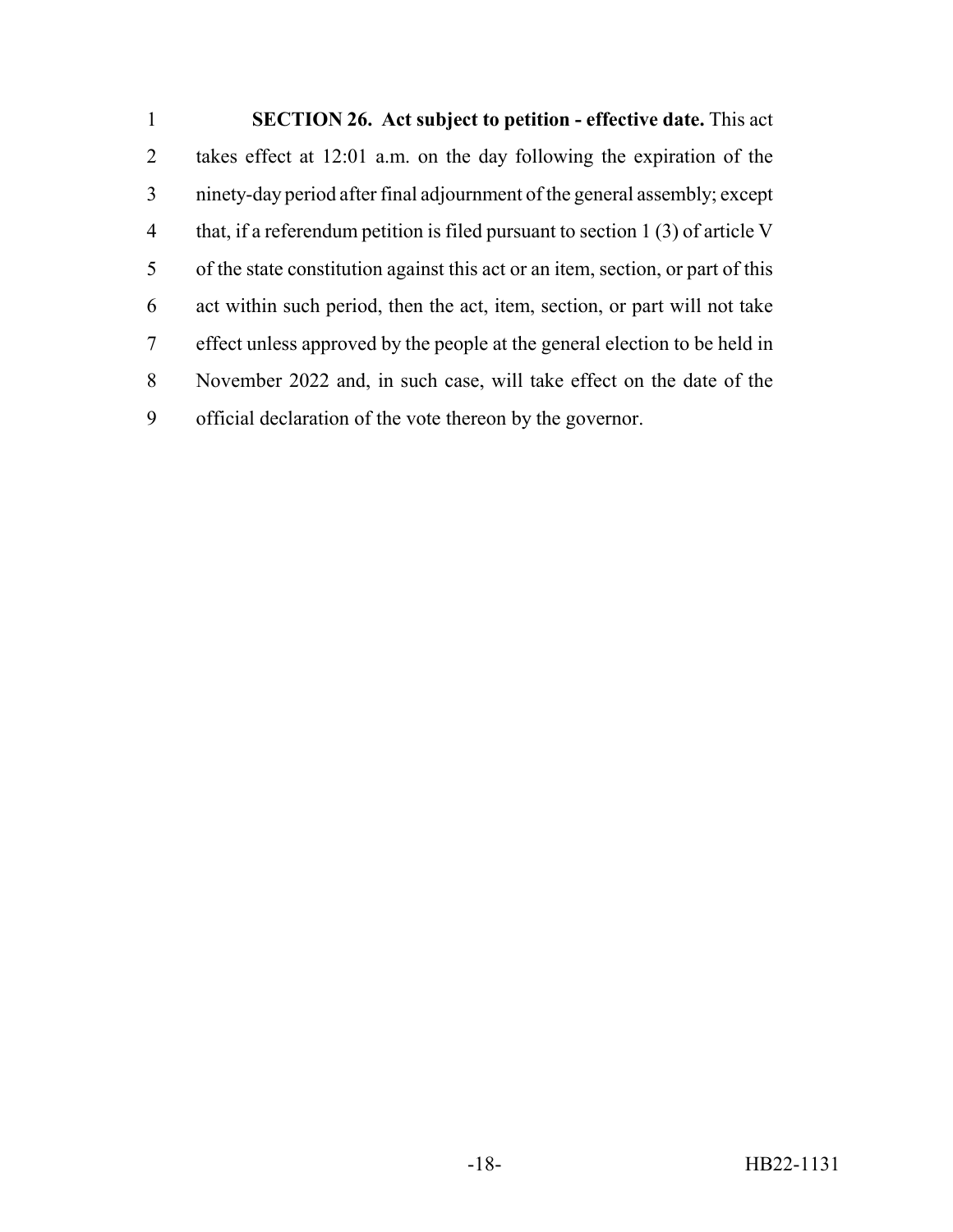**SECTION 26. Act subject to petition - effective date.** This act takes effect at 12:01 a.m. on the day following the expiration of the ninety-day period after final adjournment of the general assembly; except that, if a referendum petition is filed pursuant to section 1 (3) of article V of the state constitution against this act or an item, section, or part of this act within such period, then the act, item, section, or part will not take effect unless approved by the people at the general election to be held in November 2022 and, in such case, will take effect on the date of the official declaration of the vote thereon by the governor.